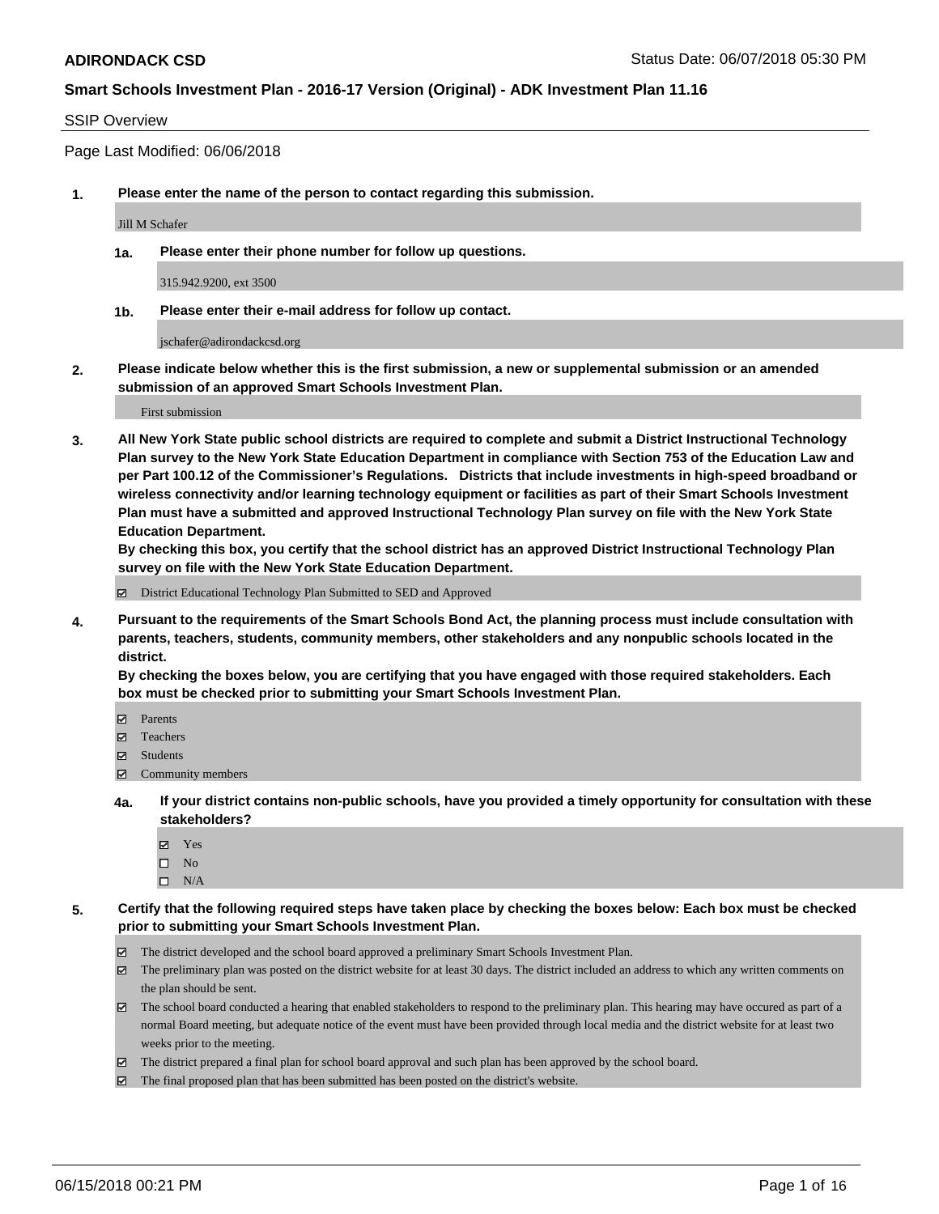# ADIRONDACK CSD

Status Date: 06/07/2018 05:30 PM

## Smart Schools Investment Plan - 2016-17 Version (Original) - ADK Investment Plan 11.16

SSIP Overview

Page Last Modified: 06/06/2018

**1. Please enter the name of the person to contact regarding this submission.**

Jill M Schafer

**1a. Please enter their phone number for follow up questions.**

315.942.9200, ext 3500

**1b. Please enter their e-mail address for follow up contact.**

jschafer@adirondackcsd.org

**2. Please indicate below whether this is the first submission, a new or supplemental submission or an amended submission of an approved Smart Schools Investment Plan.**

First submission

**3. All New York State public school districts are required to complete and submit a District Instructional Technology Plan survey to the New York State Education Department in compliance with Section 753 of the Education Law and per Part 100.12 of the Commissioner's Regulations. Districts that include investments in high-speed broadband or wireless connectivity and/or learning technology equipment or facilities as part of their Smart Schools Investment Plan must have a submitted and approved Instructional Technology Plan survey on file with the New York State Education Department.**
**By checking this box, you certify that the school district has an approved District Instructional Technology Plan survey on file with the New York State Education Department.**

- ☑ District Educational Technology Plan Submitted to SED and Approved

**4. Pursuant to the requirements of the Smart Schools Bond Act, the planning process must include consultation with parents, teachers, students, community members, other stakeholders and any nonpublic schools located in the district.**
**By checking the boxes below, you are certifying that you have engaged with those required stakeholders. Each box must be checked prior to submitting your Smart Schools Investment Plan.**

- ☑ Parents
- ☑ Teachers
- ☑ Students
- ☑ Community members

**4a. If your district contains non-public schools, have you provided a timely opportunity for consultation with these stakeholders?**

- ☑ Yes
- ☐ No
- ☐ N/A

**5. Certify that the following required steps have taken place by checking the boxes below: Each box must be checked prior to submitting your Smart Schools Investment Plan.**

- ☑ The district developed and the school board approved a preliminary Smart Schools Investment Plan.
- ☑ The preliminary plan was posted on the district website for at least 30 days. The district included an address to which any written comments on the plan should be sent.
- ☑ The school board conducted a hearing that enabled stakeholders to respond to the preliminary plan. This hearing may have occured as part of a normal Board meeting, but adequate notice of the event must have been provided through local media and the district website for at least two weeks prior to the meeting.
- ☑ The district prepared a final plan for school board approval and such plan has been approved by the school board.
- ☑ The final proposed plan that has been submitted has been posted on the district's website.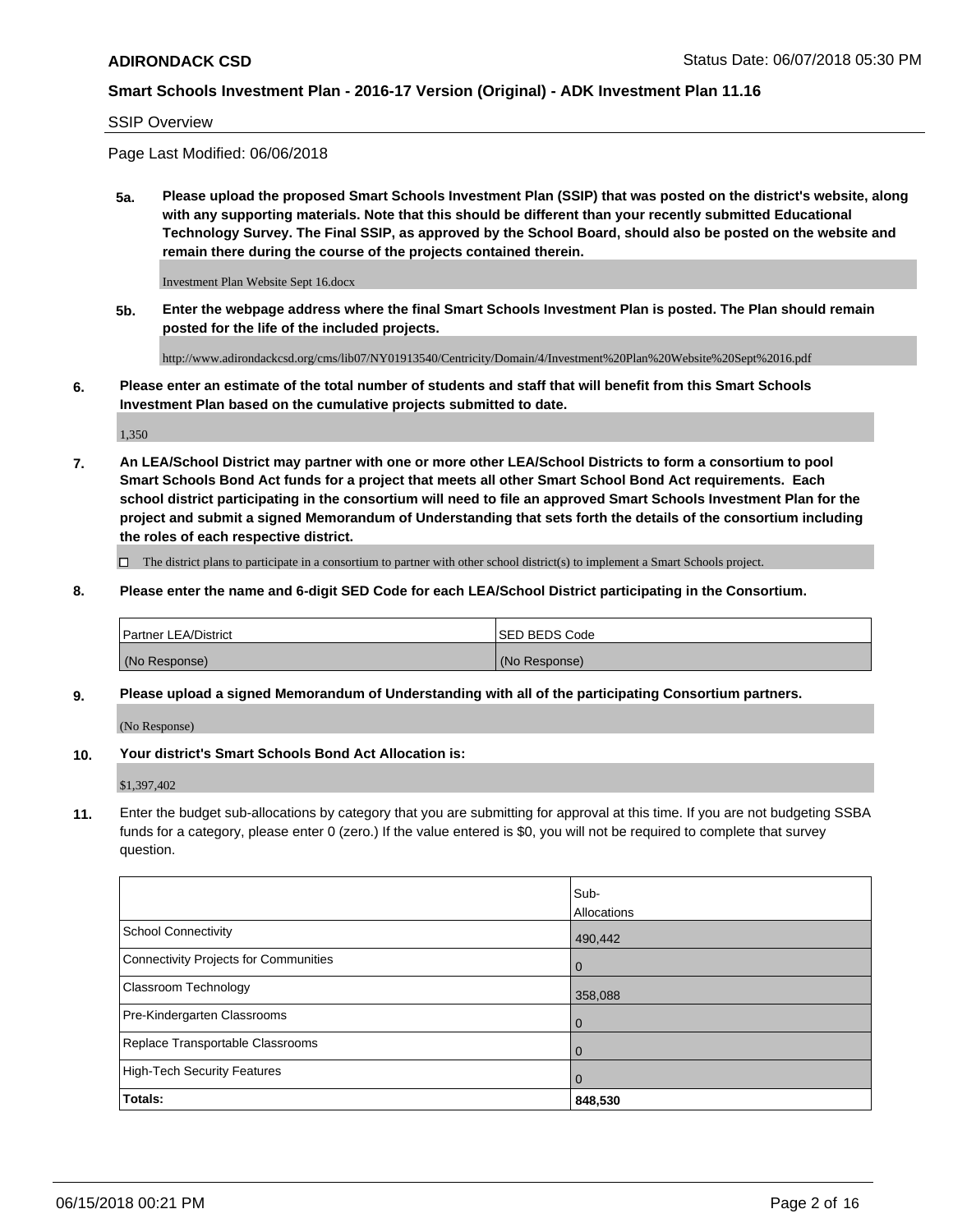**ADIRONDACK CSD**

**Smart Schools Investment Plan - 2016-17 Version (Original) - ADK Investment Plan 11.16**

SSIP Overview

Page Last Modified: 06/06/2018

**5a. Please upload the proposed Smart Schools Investment Plan (SSIP) that was posted on the district's website, along with any supporting materials. Note that this should be different than your recently submitted Educational Technology Survey. The Final SSIP, as approved by the School Board, should also be posted on the website and remain there during the course of the projects contained therein.**

Investment Plan Website Sept 16.docx

**5b. Enter the webpage address where the final Smart Schools Investment Plan is posted. The Plan should remain posted for the life of the included projects.**

http://www.adirondackcsd.org/cms/lib07/NY01913540/Centricity/Domain/4/Investment%20Plan%20Website%20Sept%2016.pdf

**6. Please enter an estimate of the total number of students and staff that will benefit from this Smart Schools Investment Plan based on the cumulative projects submitted to date.**

1,350

**7. An LEA/School District may partner with one or more other LEA/School Districts to form a consortium to pool Smart Schools Bond Act funds for a project that meets all other Smart School Bond Act requirements. Each school district participating in the consortium will need to file an approved Smart Schools Investment Plan for the project and submit a signed Memorandum of Understanding that sets forth the details of the consortium including the roles of each respective district.**

☐ The district plans to participate in a consortium to partner with other school district(s) to implement a Smart Schools project.

**8. Please enter the name and 6-digit SED Code for each LEA/School District participating in the Consortium.**

| Partner LEA/District | SED BEDS Code |
|---|---|
| (No Response) | (No Response) |

**9. Please upload a signed Memorandum of Understanding with all of the participating Consortium partners.**

(No Response)

**10. Your district's Smart Schools Bond Act Allocation is:**

$1,397,402

**11.** Enter the budget sub-allocations by category that you are submitting for approval at this time. If you are not budgeting SSBA funds for a category, please enter 0 (zero.) If the value entered is $0, you will not be required to complete that survey question.

| | Sub-Allocations |
|---|---|
| School Connectivity | 490,442 |
| Connectivity Projects for Communities | 0 |
| Classroom Technology | 358,088 |
| Pre-Kindergarten Classrooms | 0 |
| Replace Transportable Classrooms | 0 |
| High-Tech Security Features | 0 |
| **Totals:** | **848,530** |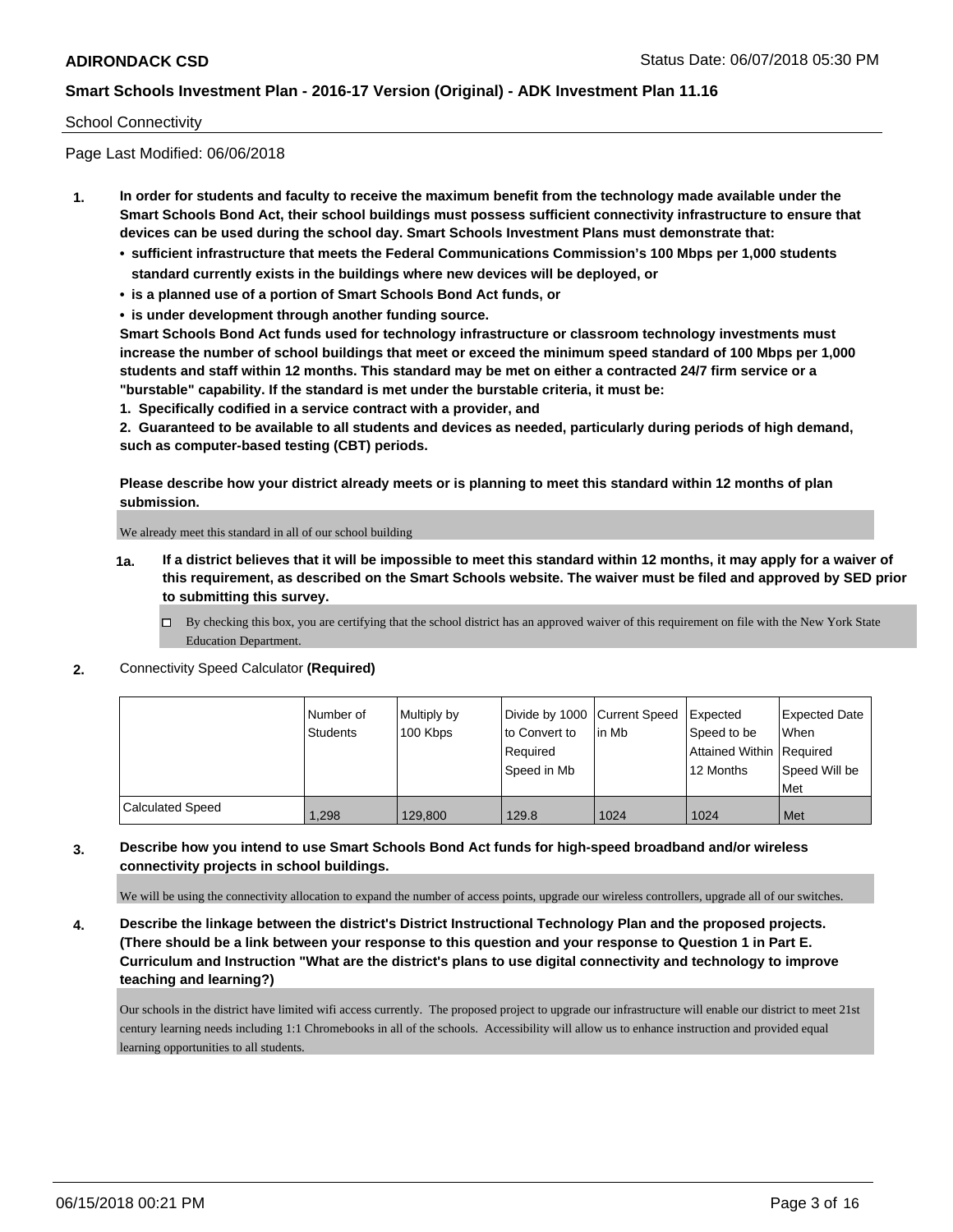## School Connectivity

Page Last Modified: 06/06/2018

**1. In order for students and faculty to receive the maximum benefit from the technology made available under the Smart Schools Bond Act, their school buildings must possess sufficient connectivity infrastructure to ensure that devices can be used during the school day. Smart Schools Investment Plans must demonstrate that:**

- **sufficient infrastructure that meets the Federal Communications Commission's 100 Mbps per 1,000 students standard currently exists in the buildings where new devices will be deployed, or**
- **is a planned use of a portion of Smart Schools Bond Act funds, or**
- **is under development through another funding source.**

**Smart Schools Bond Act funds used for technology infrastructure or classroom technology investments must increase the number of school buildings that meet or exceed the minimum speed standard of 100 Mbps per 1,000 students and staff within 12 months. This standard may be met on either a contracted 24/7 firm service or a "burstable" capability. If the standard is met under the burstable criteria, it must be:**

**1. Specifically codified in a service contract with a provider, and**

**2. Guaranteed to be available to all students and devices as needed, particularly during periods of high demand, such as computer-based testing (CBT) periods.**

**Please describe how your district already meets or is planning to meet this standard within 12 months of plan submission.**

We already meet this standard in all of our school building

**1a. If a district believes that it will be impossible to meet this standard within 12 months, it may apply for a waiver of this requirement, as described on the Smart Schools website. The waiver must be filed and approved by SED prior to submitting this survey.**

☐ By checking this box, you are certifying that the school district has an approved waiver of this requirement on file with the New York State Education Department.

**2.** Connectivity Speed Calculator **(Required)**

| | Number of Students | Multiply by 100 Kbps | Divide by 1000 to Convert to Required Speed in Mb | Current Speed in Mb | Expected Speed to be Attained Within 12 Months | Expected Date When Required Speed Will be Met |
|---|---|---|---|---|---|---|
| Calculated Speed | 1,298 | 129,800 | 129.8 | 1024 | 1024 | Met |

**3. Describe how you intend to use Smart Schools Bond Act funds for high-speed broadband and/or wireless connectivity projects in school buildings.**

We will be using the connectivity allocation to expand the number of access points, upgrade our wireless controllers, upgrade all of our switches.

**4. Describe the linkage between the district's District Instructional Technology Plan and the proposed projects. (There should be a link between your response to this question and your response to Question 1 in Part E. Curriculum and Instruction "What are the district's plans to use digital connectivity and technology to improve teaching and learning?)**

Our schools in the district have limited wifi access currently. The proposed project to upgrade our infrastructure will enable our district to meet 21st century learning needs including 1:1 Chromebooks in all of the schools. Accessibility will allow us to enhance instruction and provided equal learning opportunities to all students.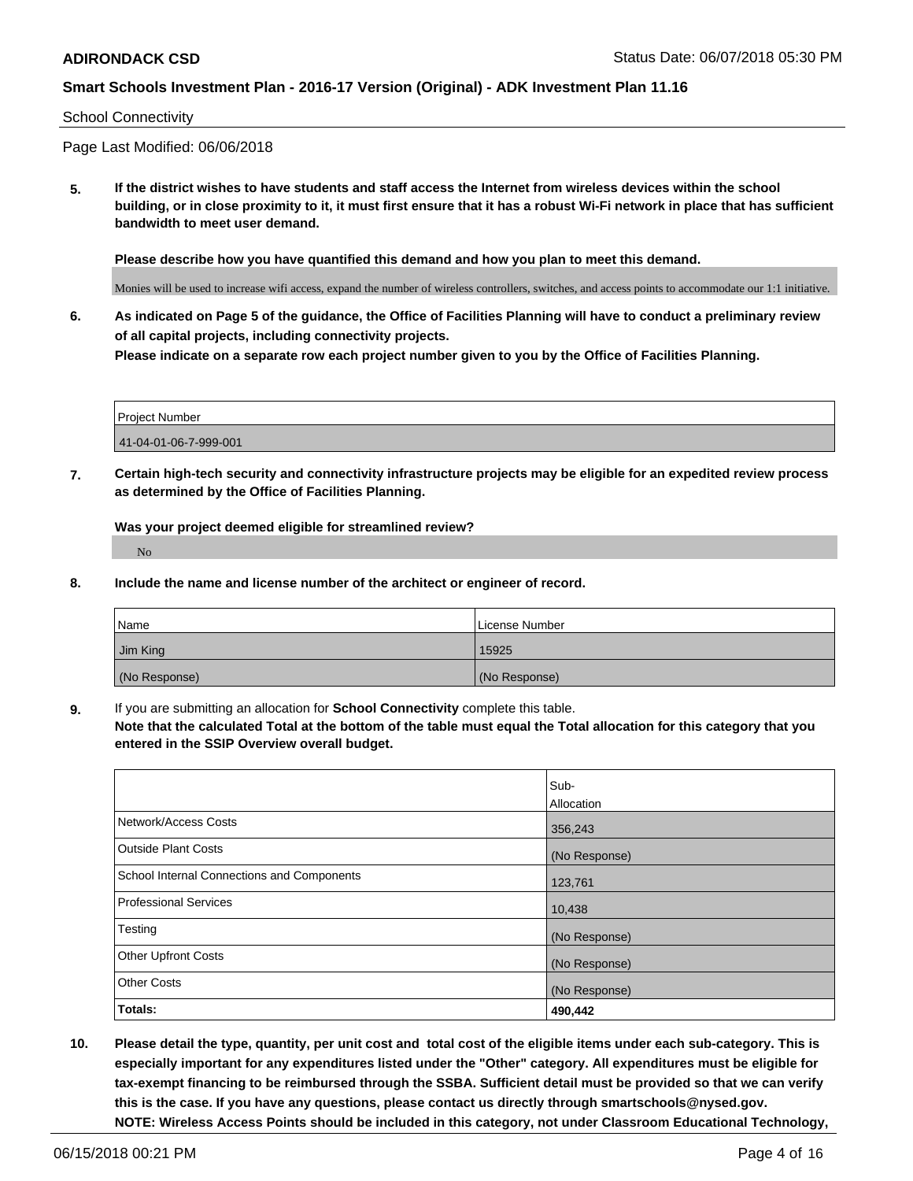School Connectivity

Page Last Modified: 06/06/2018

**5. If the district wishes to have students and staff access the Internet from wireless devices within the school building, or in close proximity to it, it must first ensure that it has a robust Wi-Fi network in place that has sufficient bandwidth to meet user demand.**

**Please describe how you have quantified this demand and how you plan to meet this demand.**

Monies will be used to increase wifi access, expand the number of wireless controllers, switches, and access points to accommodate our 1:1 initiative.

**6. As indicated on Page 5 of the guidance, the Office of Facilities Planning will have to conduct a preliminary review of all capital projects, including connectivity projects.**
**Please indicate on a separate row each project number given to you by the Office of Facilities Planning.**

| Project Number |
|---|
| 41-04-01-06-7-999-001 |

**7. Certain high-tech security and connectivity infrastructure projects may be eligible for an expedited review process as determined by the Office of Facilities Planning.**

**Was your project deemed eligible for streamlined review?**

No

**8. Include the name and license number of the architect or engineer of record.**

| Name | License Number |
|---|---|
| Jim King | 15925 |
| (No Response) | (No Response) |

**9.** If you are submitting an allocation for **School Connectivity** complete this table.
**Note that the calculated Total at the bottom of the table must equal the Total allocation for this category that you entered in the SSIP Overview overall budget.**

| | Sub-Allocation |
|---|---|
| Network/Access Costs | 356,243 |
| Outside Plant Costs | (No Response) |
| School Internal Connections and Components | 123,761 |
| Professional Services | 10,438 |
| Testing | (No Response) |
| Other Upfront Costs | (No Response) |
| Other Costs | (No Response) |
| **Totals:** | **490,442** |

**10. Please detail the type, quantity, per unit cost and total cost of the eligible items under each sub-category. This is especially important for any expenditures listed under the "Other" category. All expenditures must be eligible for tax-exempt financing to be reimbursed through the SSBA. Sufficient detail must be provided so that we can verify this is the case. If you have any questions, please contact us directly through smartschools@nysed.gov.**
**NOTE: Wireless Access Points should be included in this category, not under Classroom Educational Technology,**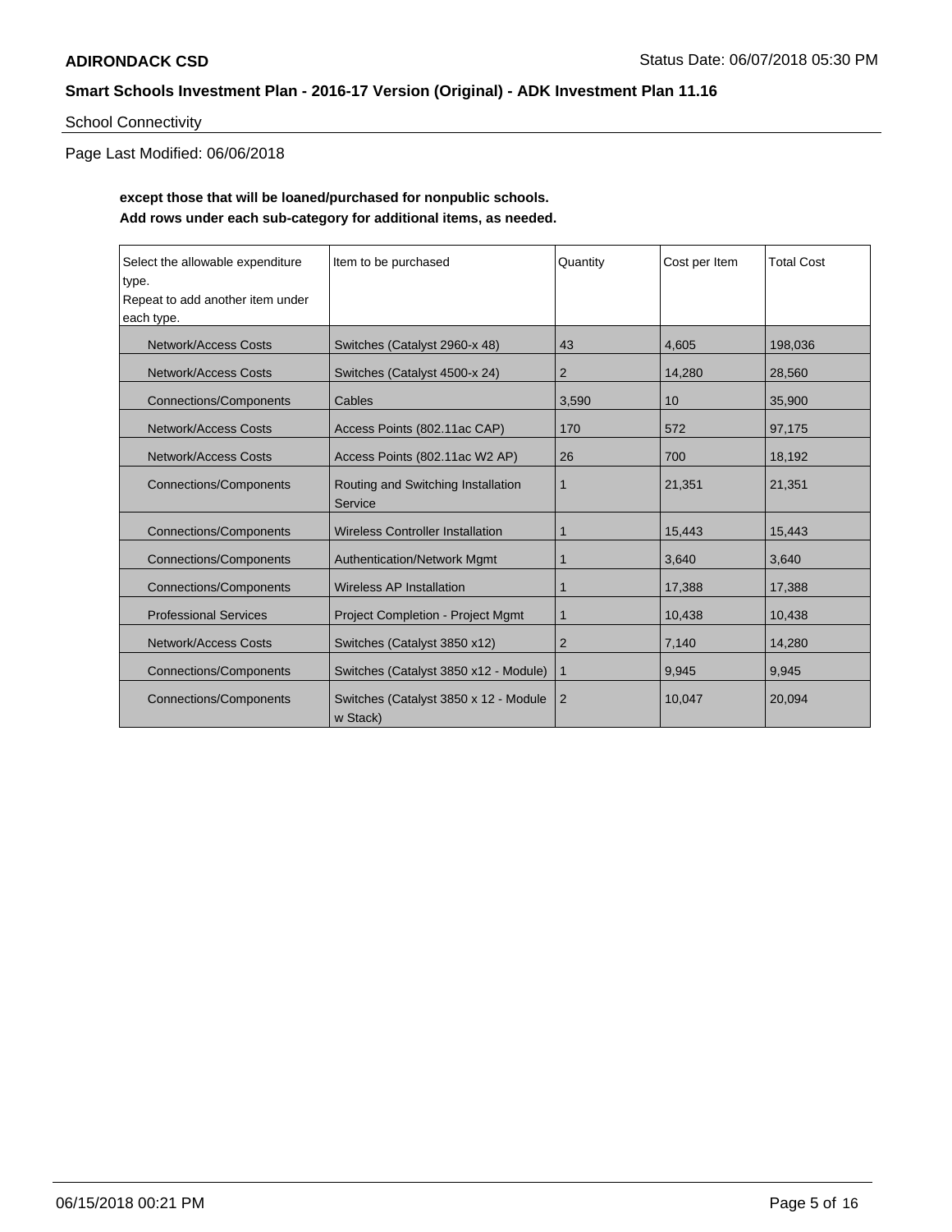School Connectivity

Page Last Modified: 06/06/2018

**except those that will be loaned/purchased for nonpublic schools.**
**Add rows under each sub-category for additional items, as needed.**

| Select the allowable expenditure type. Repeat to add another item under each type. | Item to be purchased | Quantity | Cost per Item | Total Cost |
|---|---|---|---|---|
| Network/Access Costs | Switches (Catalyst 2960-x 48) | 43 | 4,605 | 198,036 |
| Network/Access Costs | Switches (Catalyst 4500-x 24) | 2 | 14,280 | 28,560 |
| Connections/Components | Cables | 3,590 | 10 | 35,900 |
| Network/Access Costs | Access Points (802.11ac CAP) | 170 | 572 | 97,175 |
| Network/Access Costs | Access Points (802.11ac W2 AP) | 26 | 700 | 18,192 |
| Connections/Components | Routing and Switching Installation Service | 1 | 21,351 | 21,351 |
| Connections/Components | Wireless Controller Installation | 1 | 15,443 | 15,443 |
| Connections/Components | Authentication/Network Mgmt | 1 | 3,640 | 3,640 |
| Connections/Components | Wireless AP Installation | 1 | 17,388 | 17,388 |
| Professional Services | Project Completion - Project Mgmt | 1 | 10,438 | 10,438 |
| Network/Access Costs | Switches (Catalyst 3850 x12) | 2 | 7,140 | 14,280 |
| Connections/Components | Switches (Catalyst 3850 x12 - Module) | 1 | 9,945 | 9,945 |
| Connections/Components | Switches (Catalyst 3850 x 12 - Module w Stack) | 2 | 10,047 | 20,094 |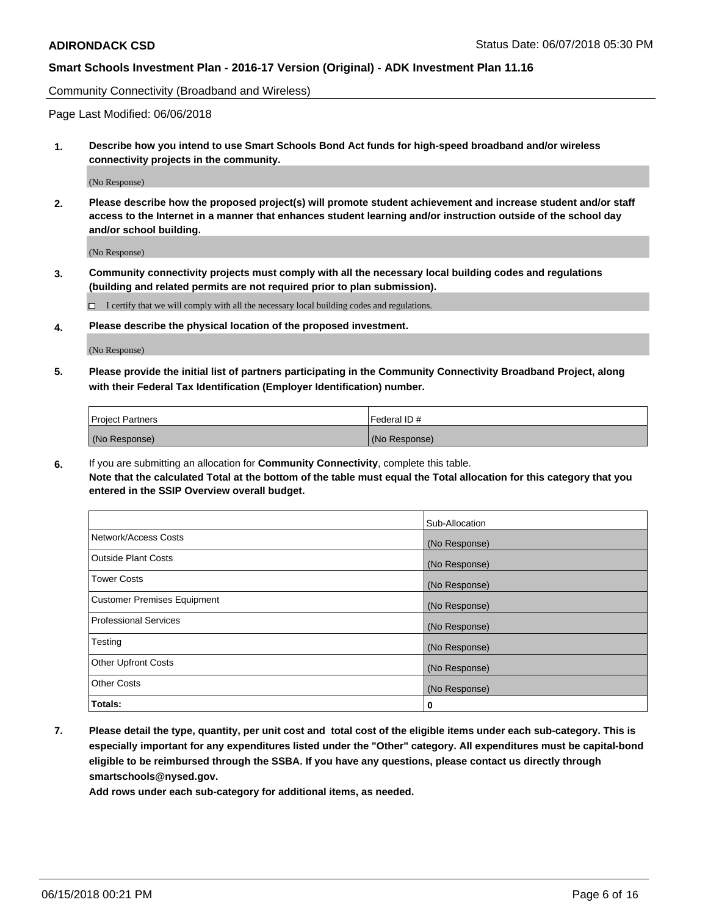Community Connectivity (Broadband and Wireless)

Page Last Modified: 06/06/2018

**1. Describe how you intend to use Smart Schools Bond Act funds for high-speed broadband and/or wireless connectivity projects in the community.**

(No Response)

**2. Please describe how the proposed project(s) will promote student achievement and increase student and/or staff access to the Internet in a manner that enhances student learning and/or instruction outside of the school day and/or school building.**

(No Response)

**3. Community connectivity projects must comply with all the necessary local building codes and regulations (building and related permits are not required prior to plan submission).**

☐ I certify that we will comply with all the necessary local building codes and regulations.

**4. Please describe the physical location of the proposed investment.**

(No Response)

**5. Please provide the initial list of partners participating in the Community Connectivity Broadband Project, along with their Federal Tax Identification (Employer Identification) number.**

| Project Partners | Federal ID # |
| --- | --- |
| (No Response) | (No Response) |

**6.** If you are submitting an allocation for **Community Connectivity**, complete this table.
**Note that the calculated Total at the bottom of the table must equal the Total allocation for this category that you entered in the SSIP Overview overall budget.**

| | Sub-Allocation |
| --- | --- |
| Network/Access Costs | (No Response) |
| Outside Plant Costs | (No Response) |
| Tower Costs | (No Response) |
| Customer Premises Equipment | (No Response) |
| Professional Services | (No Response) |
| Testing | (No Response) |
| Other Upfront Costs | (No Response) |
| Other Costs | (No Response) |
| **Totals:** | **0** |

**7. Please detail the type, quantity, per unit cost and total cost of the eligible items under each sub-category. This is especially important for any expenditures listed under the "Other" category. All expenditures must be capital-bond eligible to be reimbursed through the SSBA. If you have any questions, please contact us directly through smartschools@nysed.gov.**

**Add rows under each sub-category for additional items, as needed.**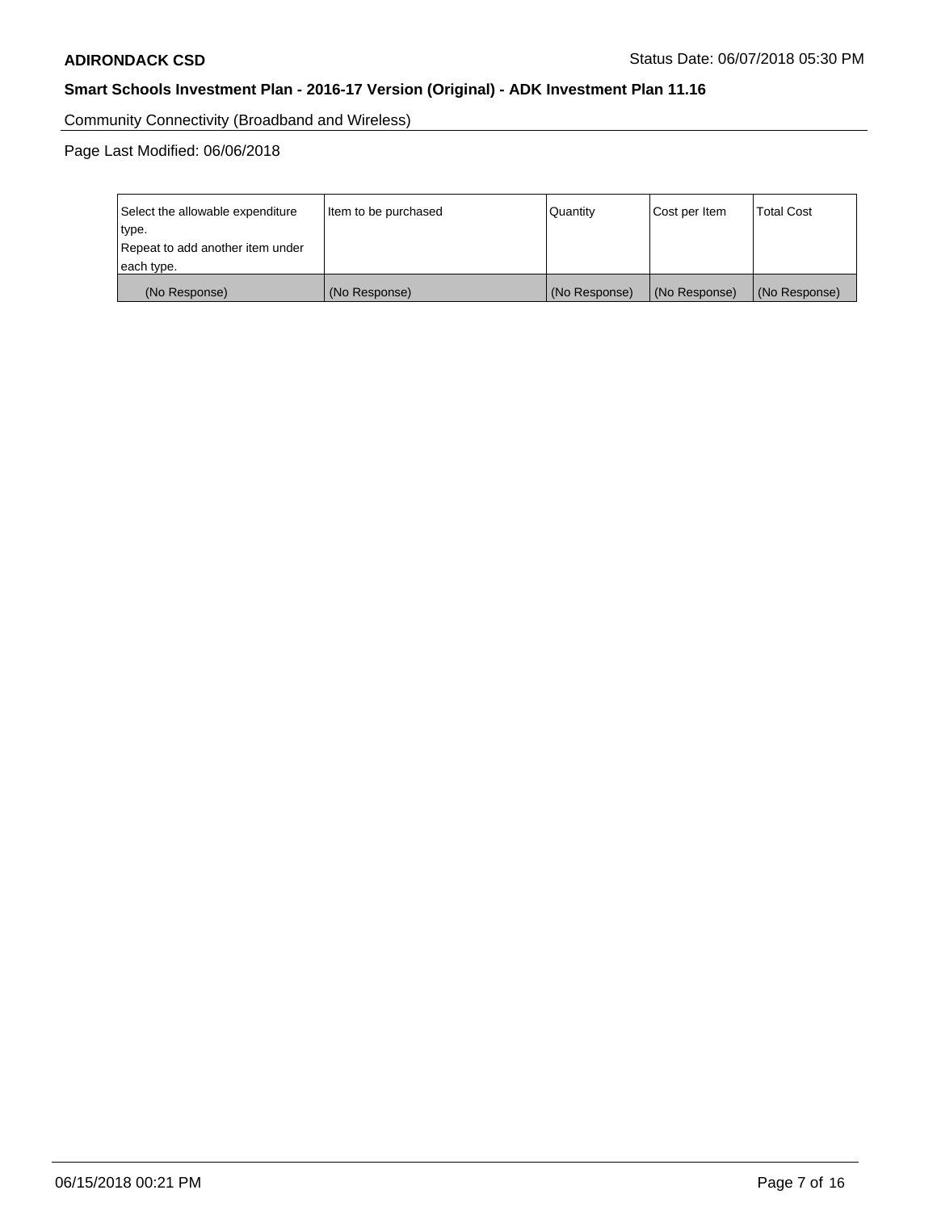Community Connectivity (Broadband and Wireless)

Page Last Modified: 06/06/2018

| Select the allowable expenditure type. Repeat to add another item under each type. | Item to be purchased | Quantity | Cost per Item | Total Cost |
| --- | --- | --- | --- | --- |
| (No Response) | (No Response) | (No Response) | (No Response) | (No Response) |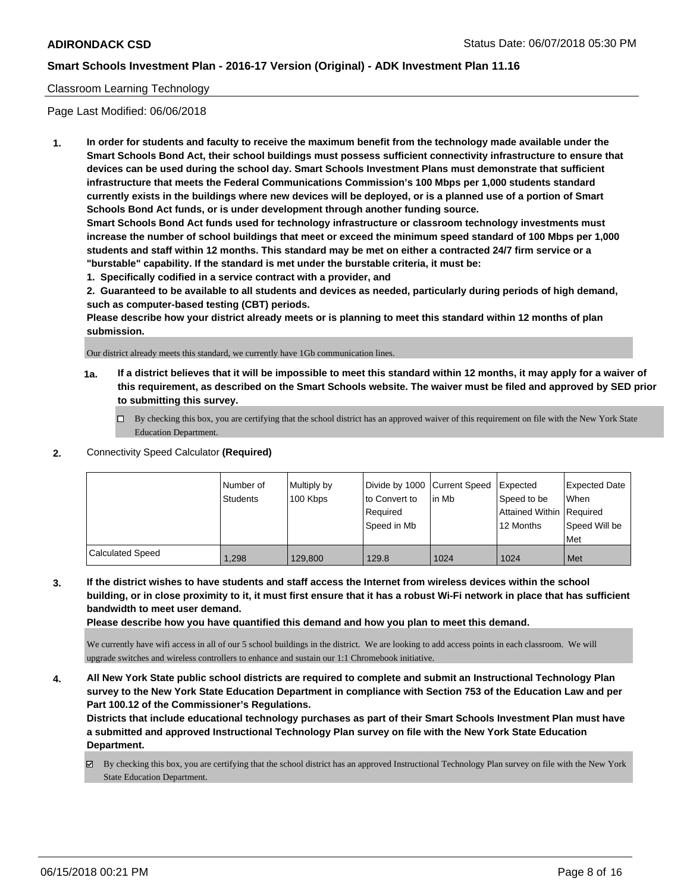## Classroom Learning Technology

Page Last Modified: 06/06/2018

**1. In order for students and faculty to receive the maximum benefit from the technology made available under the Smart Schools Bond Act, their school buildings must possess sufficient connectivity infrastructure to ensure that devices can be used during the school day. Smart Schools Investment Plans must demonstrate that sufficient infrastructure that meets the Federal Communications Commission's 100 Mbps per 1,000 students standard currently exists in the buildings where new devices will be deployed, or is a planned use of a portion of Smart Schools Bond Act funds, or is under development through another funding source.**

**Smart Schools Bond Act funds used for technology infrastructure or classroom technology investments must increase the number of school buildings that meet or exceed the minimum speed standard of 100 Mbps per 1,000 students and staff within 12 months. This standard may be met on either a contracted 24/7 firm service or a "burstable" capability. If the standard is met under the burstable criteria, it must be:**

**1. Specifically codified in a service contract with a provider, and**

**2. Guaranteed to be available to all students and devices as needed, particularly during periods of high demand, such as computer-based testing (CBT) periods.**

**Please describe how your district already meets or is planning to meet this standard within 12 months of plan submission.**

Our district already meets this standard, we currently have 1Gb communication lines.

**1a. If a district believes that it will be impossible to meet this standard within 12 months, it may apply for a waiver of this requirement, as described on the Smart Schools website. The waiver must be filed and approved by SED prior to submitting this survey.**

☐ By checking this box, you are certifying that the school district has an approved waiver of this requirement on file with the New York State Education Department.

**2.** Connectivity Speed Calculator **(Required)**

| | Number of Students | Multiply by 100 Kbps | Divide by 1000 to Convert to Required Speed in Mb | Current Speed in Mb | Expected Speed to be Attained Within 12 Months | Expected Date When Required Speed Will be Met |
|---|---|---|---|---|---|---|
| Calculated Speed | 1,298 | 129,800 | 129.8 | 1024 | 1024 | Met |

**3. If the district wishes to have students and staff access the Internet from wireless devices within the school building, or in close proximity to it, it must first ensure that it has a robust Wi-Fi network in place that has sufficient bandwidth to meet user demand.**

**Please describe how you have quantified this demand and how you plan to meet this demand.**

We currently have wifi access in all of our 5 school buildings in the district. We are looking to add access points in each classroom. We will upgrade switches and wireless controllers to enhance and sustain our 1:1 Chromebook initiative.

**4. All New York State public school districts are required to complete and submit an Instructional Technology Plan survey to the New York State Education Department in compliance with Section 753 of the Education Law and per Part 100.12 of the Commissioner's Regulations.**

**Districts that include educational technology purchases as part of their Smart Schools Investment Plan must have a submitted and approved Instructional Technology Plan survey on file with the New York State Education Department.**

☑ By checking this box, you are certifying that the school district has an approved Instructional Technology Plan survey on file with the New York State Education Department.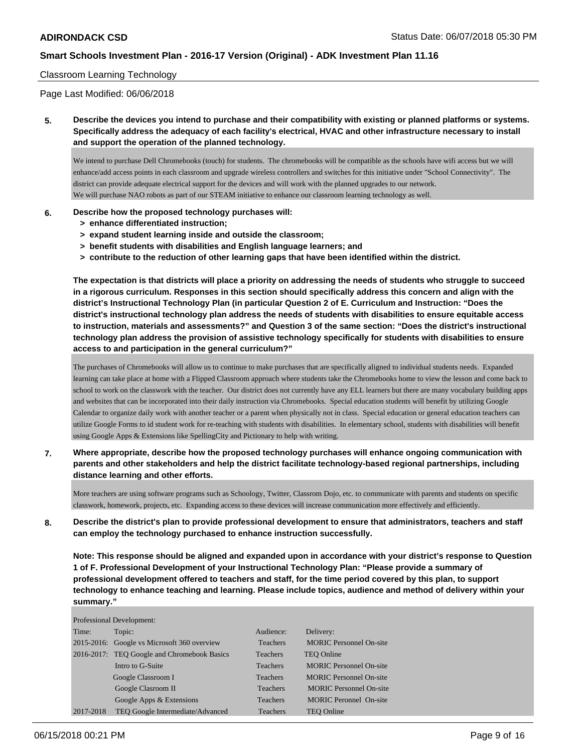Classroom Learning Technology

Page Last Modified: 06/06/2018

**5. Describe the devices you intend to purchase and their compatibility with existing or planned platforms or systems. Specifically address the adequacy of each facility's electrical, HVAC and other infrastructure necessary to install and support the operation of the planned technology.**

We intend to purchase Dell Chromebooks (touch) for students. The chromebooks will be compatible as the schools have wifi access but we will enhance/add access points in each classroom and upgrade wireless controllers and switches for this initiative under "School Connectivity". The district can provide adequate electrical support for the devices and will work with the planned upgrades to our network.
We will purchase NAO robots as part of our STEAM initiative to enhance our classroom learning technology as well.

**6. Describe how the proposed technology purchases will:**
- **> enhance differentiated instruction;**
- **> expand student learning inside and outside the classroom;**
- **> benefit students with disabilities and English language learners; and**
- **> contribute to the reduction of other learning gaps that have been identified within the district.**

**The expectation is that districts will place a priority on addressing the needs of students who struggle to succeed in a rigorous curriculum. Responses in this section should specifically address this concern and align with the district's Instructional Technology Plan (in particular Question 2 of E. Curriculum and Instruction: "Does the district's instructional technology plan address the needs of students with disabilities to ensure equitable access to instruction, materials and assessments?" and Question 3 of the same section: "Does the district's instructional technology plan address the provision of assistive technology specifically for students with disabilities to ensure access to and participation in the general curriculum?"**

The purchases of Chromebooks will allow us to continue to make purchases that are specifically aligned to individual students needs. Expanded learning can take place at home with a Flipped Classroom approach where students take the Chromebooks home to view the lesson and come back to school to work on the classwork with the teacher. Our district does not currently have any ELL learners but there are many vocabulary building apps and websites that can be incorporated into their daily instruction via Chromebooks. Special education students will benefit by utilizing Google Calendar to organize daily work with another teacher or a parent when physically not in class. Special education or general education teachers can utilize Google Forms to id student work for re-teaching with students with disabilities. In elementary school, students with disabilities will benefit using Google Apps & Extensions like SpellingCity and Pictionary to help with writing.

**7. Where appropriate, describe how the proposed technology purchases will enhance ongoing communication with parents and other stakeholders and help the district facilitate technology-based regional partnerships, including distance learning and other efforts.**

More teachers are using software programs such as Schoology, Twitter, Classrom Dojo, etc. to communicate with parents and students on specific classwork, homework, projects, etc. Expanding access to these devices will increase communication more effectively and efficiently.

**8. Describe the district's plan to provide professional development to ensure that administrators, teachers and staff can employ the technology purchased to enhance instruction successfully.**

**Note: This response should be aligned and expanded upon in accordance with your district's response to Question 1 of F. Professional Development of your Instructional Technology Plan: "Please provide a summary of professional development offered to teachers and staff, for the time period covered by this plan, to support technology to enhance teaching and learning. Please include topics, audience and method of delivery within your summary."**

Professional Development:

| Time: | Topic: | Audience: | Delivery: |
|---|---|---|---|
| 2015-2016: | Google vs Microsoft 360 overview | Teachers | MORIC Personnel On-site |
| 2016-2017: | TEQ Google and Chromebook Basics | Teachers | TEQ Online |
| | Intro to G-Suite | Teachers | MORIC Personnel On-site |
| | Google Classroom I | Teachers | MORIC Personnel On-site |
| | Google Clasroom II | Teachers | MORIC Personnel On-site |
| | Google Apps & Extensions | Teachers | MORIC Peronnel On-site |
| 2017-2018 | TEQ Google Intermediate/Advanced | Teachers | TEQ Online |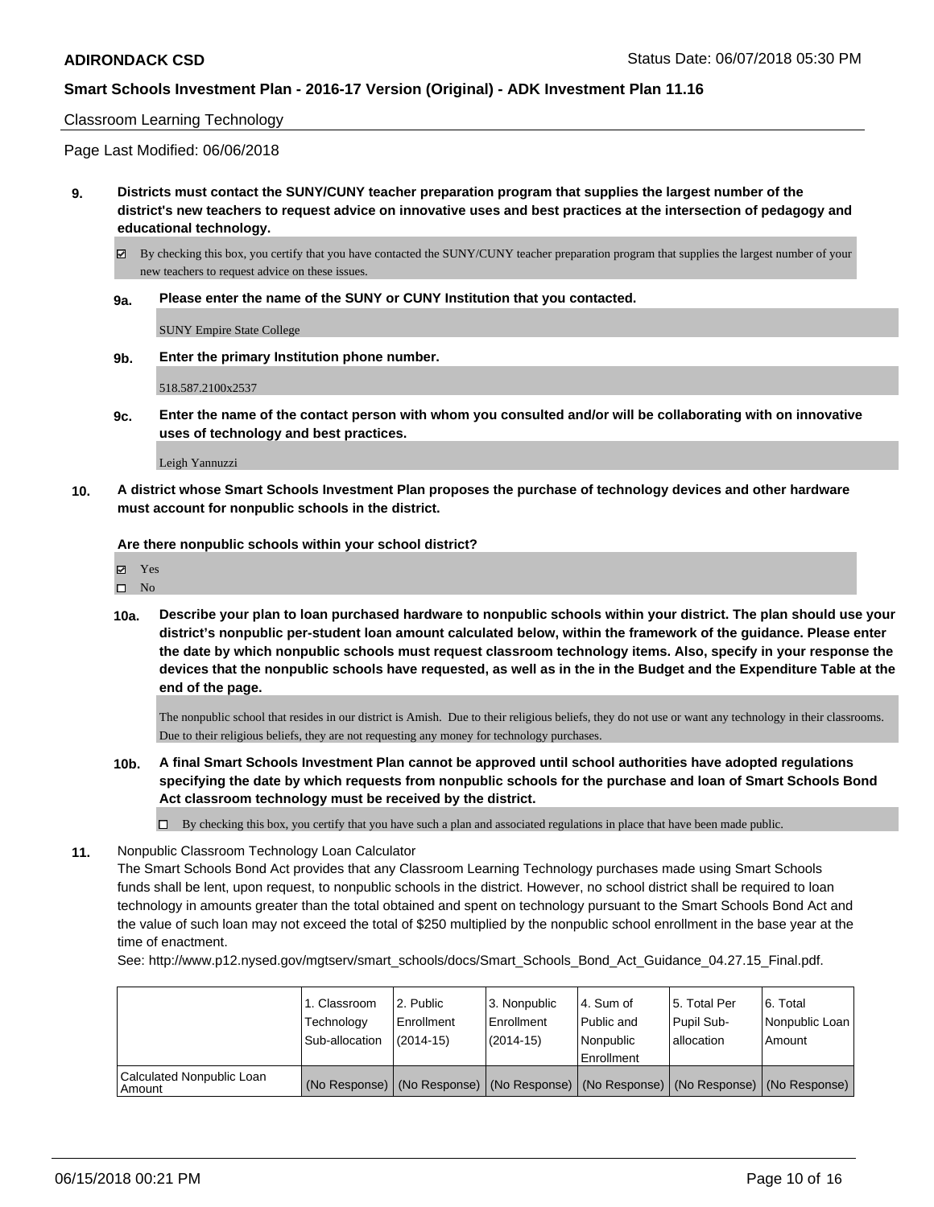Classroom Learning Technology

Page Last Modified: 06/06/2018

**9. Districts must contact the SUNY/CUNY teacher preparation program that supplies the largest number of the district's new teachers to request advice on innovative uses and best practices at the intersection of pedagogy and educational technology.**

☑ By checking this box, you certify that you have contacted the SUNY/CUNY teacher preparation program that supplies the largest number of your new teachers to request advice on these issues.

**9a. Please enter the name of the SUNY or CUNY Institution that you contacted.**

SUNY Empire State College

**9b. Enter the primary Institution phone number.**

518.587.2100x2537

**9c. Enter the name of the contact person with whom you consulted and/or will be collaborating with on innovative uses of technology and best practices.**

Leigh Yannuzzi

**10. A district whose Smart Schools Investment Plan proposes the purchase of technology devices and other hardware must account for nonpublic schools in the district.**

**Are there nonpublic schools within your school district?**

☑ Yes
☐ No

**10a. Describe your plan to loan purchased hardware to nonpublic schools within your district. The plan should use your district's nonpublic per-student loan amount calculated below, within the framework of the guidance. Please enter the date by which nonpublic schools must request classroom technology items. Also, specify in your response the devices that the nonpublic schools have requested, as well as in the in the Budget and the Expenditure Table at the end of the page.**

The nonpublic school that resides in our district is Amish. Due to their religious beliefs, they do not use or want any technology in their classrooms. Due to their religious beliefs, they are not requesting any money for technology purchases.

**10b. A final Smart Schools Investment Plan cannot be approved until school authorities have adopted regulations specifying the date by which requests from nonpublic schools for the purchase and loan of Smart Schools Bond Act classroom technology must be received by the district.**

☐ By checking this box, you certify that you have such a plan and associated regulations in place that have been made public.

**11.** Nonpublic Classroom Technology Loan Calculator

The Smart Schools Bond Act provides that any Classroom Learning Technology purchases made using Smart Schools funds shall be lent, upon request, to nonpublic schools in the district. However, no school district shall be required to loan technology in amounts greater than the total obtained and spent on technology pursuant to the Smart Schools Bond Act and the value of such loan may not exceed the total of $250 multiplied by the nonpublic school enrollment in the base year at the time of enactment.

See: http://www.p12.nysed.gov/mgtserv/smart_schools/docs/Smart_Schools_Bond_Act_Guidance_04.27.15_Final.pdf.

| | 1. Classroom Technology Sub-allocation | 2. Public Enrollment (2014-15) | 3. Nonpublic Enrollment (2014-15) | 4. Sum of Public and Nonpublic Enrollment | 5. Total Per Pupil Sub-allocation | 6. Total Nonpublic Loan Amount |
|---|---|---|---|---|---|---|
| Calculated Nonpublic Loan Amount | (No Response) | (No Response) | (No Response) | (No Response) | (No Response) | (No Response) |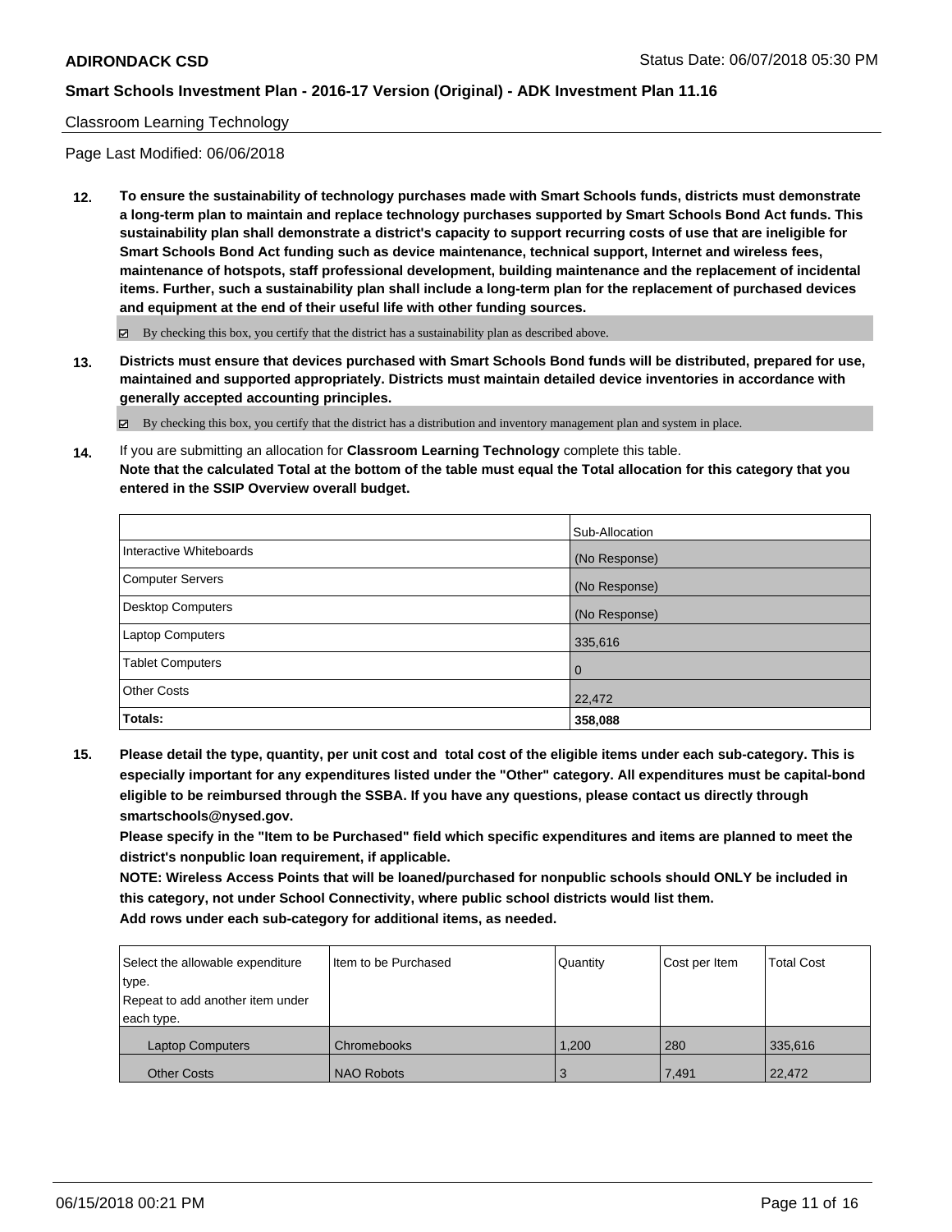Classroom Learning Technology

Page Last Modified: 06/06/2018

**12. To ensure the sustainability of technology purchases made with Smart Schools funds, districts must demonstrate a long-term plan to maintain and replace technology purchases supported by Smart Schools Bond Act funds. This sustainability plan shall demonstrate a district's capacity to support recurring costs of use that are ineligible for Smart Schools Bond Act funding such as device maintenance, technical support, Internet and wireless fees, maintenance of hotspots, staff professional development, building maintenance and the replacement of incidental items. Further, such a sustainability plan shall include a long-term plan for the replacement of purchased devices and equipment at the end of their useful life with other funding sources.**

☑ By checking this box, you certify that the district has a sustainability plan as described above.

**13. Districts must ensure that devices purchased with Smart Schools Bond funds will be distributed, prepared for use, maintained and supported appropriately. Districts must maintain detailed device inventories in accordance with generally accepted accounting principles.**

☑ By checking this box, you certify that the district has a distribution and inventory management plan and system in place.

**14.** If you are submitting an allocation for **Classroom Learning Technology** complete this table.
**Note that the calculated Total at the bottom of the table must equal the Total allocation for this category that you entered in the SSIP Overview overall budget.**

| | Sub-Allocation |
|---|---|
| Interactive Whiteboards | (No Response) |
| Computer Servers | (No Response) |
| Desktop Computers | (No Response) |
| Laptop Computers | 335,616 |
| Tablet Computers | 0 |
| Other Costs | 22,472 |
| **Totals:** | **358,088** |

**15. Please detail the type, quantity, per unit cost and total cost of the eligible items under each sub-category. This is especially important for any expenditures listed under the "Other" category. All expenditures must be capital-bond eligible to be reimbursed through the SSBA. If you have any questions, please contact us directly through smartschools@nysed.gov.**
**Please specify in the "Item to be Purchased" field which specific expenditures and items are planned to meet the district's nonpublic loan requirement, if applicable.**
**NOTE: Wireless Access Points that will be loaned/purchased for nonpublic schools should ONLY be included in this category, not under School Connectivity, where public school districts would list them.**
**Add rows under each sub-category for additional items, as needed.**

| Select the allowable expenditure type. Repeat to add another item under each type. | Item to be Purchased | Quantity | Cost per Item | Total Cost |
|---|---|---|---|---|
| Laptop Computers | Chromebooks | 1,200 | 280 | 335,616 |
| Other Costs | NAO Robots | 3 | 7,491 | 22,472 |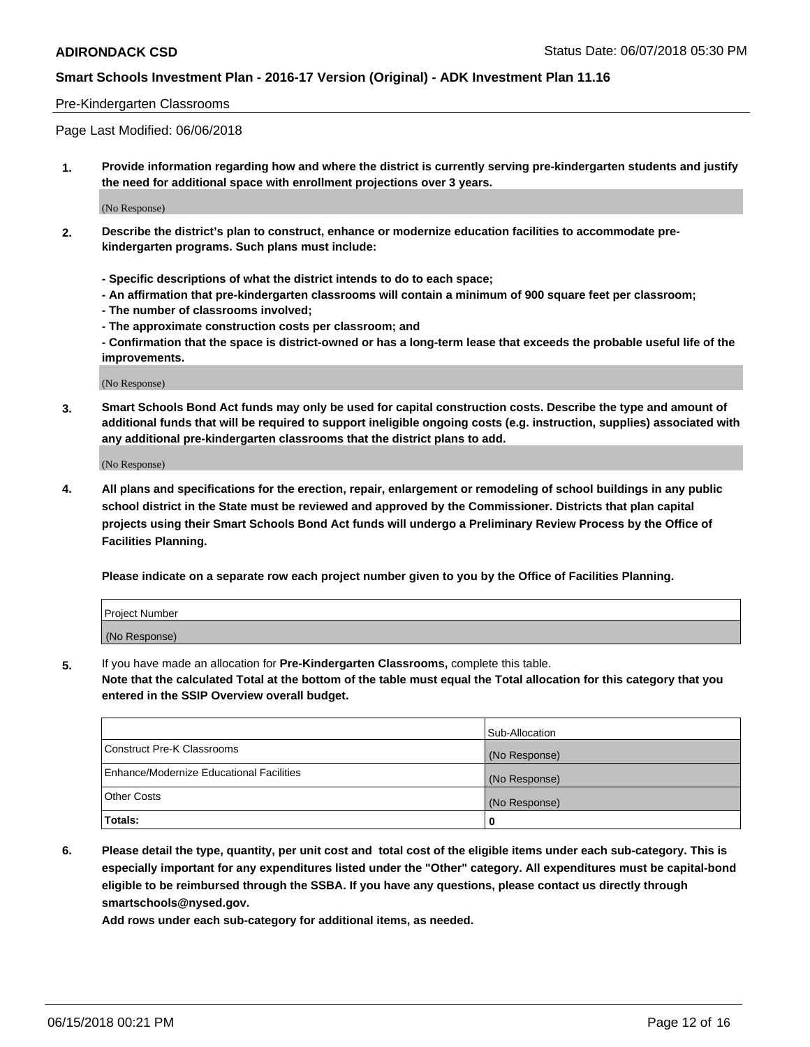Pre-Kindergarten Classrooms

Page Last Modified: 06/06/2018

**1. Provide information regarding how and where the district is currently serving pre-kindergarten students and justify the need for additional space with enrollment projections over 3 years.**

(No Response)

**2. Describe the district's plan to construct, enhance or modernize education facilities to accommodate pre-kindergarten programs. Such plans must include:**

**- Specific descriptions of what the district intends to do to each space;**
**- An affirmation that pre-kindergarten classrooms will contain a minimum of 900 square feet per classroom;**
**- The number of classrooms involved;**
**- The approximate construction costs per classroom; and**
**- Confirmation that the space is district-owned or has a long-term lease that exceeds the probable useful life of the improvements.**

(No Response)

**3. Smart Schools Bond Act funds may only be used for capital construction costs. Describe the type and amount of additional funds that will be required to support ineligible ongoing costs (e.g. instruction, supplies) associated with any additional pre-kindergarten classrooms that the district plans to add.**

(No Response)

**4. All plans and specifications for the erection, repair, enlargement or remodeling of school buildings in any public school district in the State must be reviewed and approved by the Commissioner. Districts that plan capital projects using their Smart Schools Bond Act funds will undergo a Preliminary Review Process by the Office of Facilities Planning.**

**Please indicate on a separate row each project number given to you by the Office of Facilities Planning.**

| Project Number |
| --- |
| (No Response) |

**5.** If you have made an allocation for **Pre-Kindergarten Classrooms,** complete this table.
**Note that the calculated Total at the bottom of the table must equal the Total allocation for this category that you entered in the SSIP Overview overall budget.**

| | Sub-Allocation |
| --- | --- |
| Construct Pre-K Classrooms | (No Response) |
| Enhance/Modernize Educational Facilities | (No Response) |
| Other Costs | (No Response) |
| **Totals:** | **0** |

**6. Please detail the type, quantity, per unit cost and total cost of the eligible items under each sub-category. This is especially important for any expenditures listed under the "Other" category. All expenditures must be capital-bond eligible to be reimbursed through the SSBA. If you have any questions, please contact us directly through smartschools@nysed.gov.**

**Add rows under each sub-category for additional items, as needed.**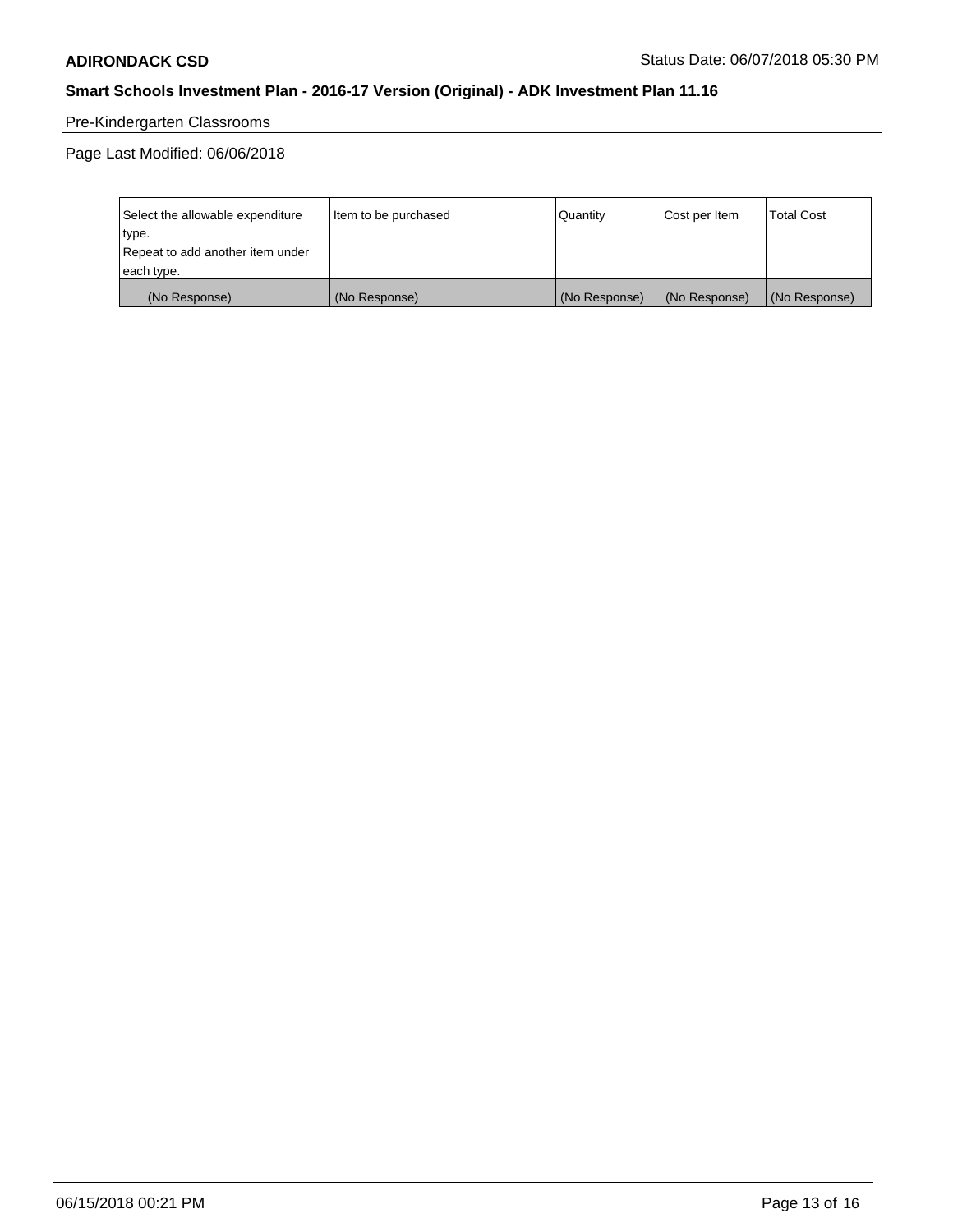Pre-Kindergarten Classrooms

Page Last Modified: 06/06/2018

| Select the allowable expenditure type. Repeat to add another item under each type. | Item to be purchased | Quantity | Cost per Item | Total Cost |
|---|---|---|---|---|
| (No Response) | (No Response) | (No Response) | (No Response) | (No Response) |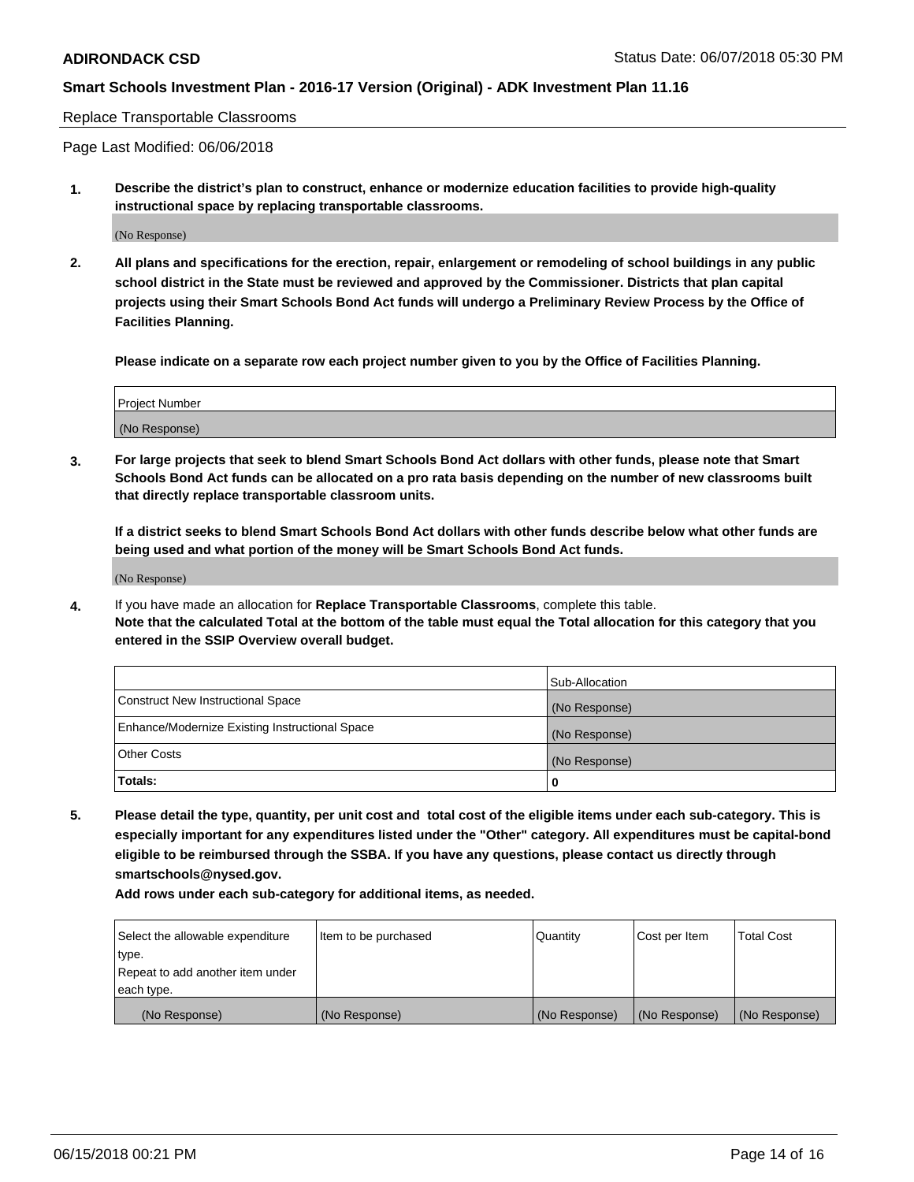Replace Transportable Classrooms

Page Last Modified: 06/06/2018

**1. Describe the district's plan to construct, enhance or modernize education facilities to provide high-quality instructional space by replacing transportable classrooms.**

(No Response)

**2. All plans and specifications for the erection, repair, enlargement or remodeling of school buildings in any public school district in the State must be reviewed and approved by the Commissioner. Districts that plan capital projects using their Smart Schools Bond Act funds will undergo a Preliminary Review Process by the Office of Facilities Planning.**

**Please indicate on a separate row each project number given to you by the Office of Facilities Planning.**

| Project Number |
|---|
| (No Response) |

**3. For large projects that seek to blend Smart Schools Bond Act dollars with other funds, please note that Smart Schools Bond Act funds can be allocated on a pro rata basis depending on the number of new classrooms built that directly replace transportable classroom units.**

**If a district seeks to blend Smart Schools Bond Act dollars with other funds describe below what other funds are being used and what portion of the money will be Smart Schools Bond Act funds.**

(No Response)

4. If you have made an allocation for **Replace Transportable Classrooms**, complete this table.
**Note that the calculated Total at the bottom of the table must equal the Total allocation for this category that you entered in the SSIP Overview overall budget.**

| | Sub-Allocation |
|---|---|
| Construct New Instructional Space | (No Response) |
| Enhance/Modernize Existing Instructional Space | (No Response) |
| Other Costs | (No Response) |
| **Totals:** | **0** |

**5. Please detail the type, quantity, per unit cost and total cost of the eligible items under each sub-category. This is especially important for any expenditures listed under the "Other" category. All expenditures must be capital-bond eligible to be reimbursed through the SSBA. If you have any questions, please contact us directly through smartschools@nysed.gov.**

**Add rows under each sub-category for additional items, as needed.**

| Select the allowable expenditure type. Repeat to add another item under each type. | Item to be purchased | Quantity | Cost per Item | Total Cost |
|---|---|---|---|---|
| (No Response) | (No Response) | (No Response) | (No Response) | (No Response) |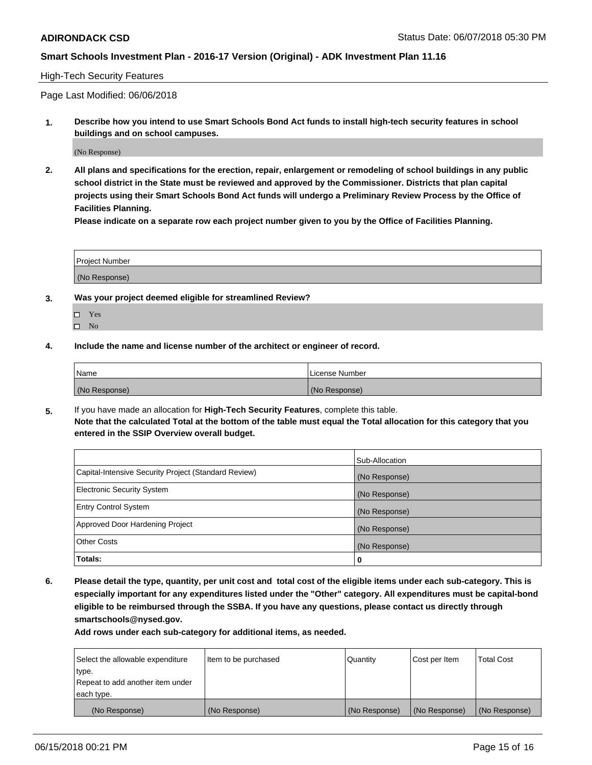High-Tech Security Features

Page Last Modified: 06/06/2018

**1. Describe how you intend to use Smart Schools Bond Act funds to install high-tech security features in school buildings and on school campuses.**

(No Response)

**2. All plans and specifications for the erection, repair, enlargement or remodeling of school buildings in any public school district in the State must be reviewed and approved by the Commissioner. Districts that plan capital projects using their Smart Schools Bond Act funds will undergo a Preliminary Review Process by the Office of Facilities Planning.**

**Please indicate on a separate row each project number given to you by the Office of Facilities Planning.**

| Project Number |
|---|
| (No Response) |

**3. Was your project deemed eligible for streamlined Review?**

- ☐ Yes
- ☐ No

**4. Include the name and license number of the architect or engineer of record.**

| Name | License Number |
|---|---|
| (No Response) | (No Response) |

**5.** If you have made an allocation for **High-Tech Security Features**, complete this table.
**Note that the calculated Total at the bottom of the table must equal the Total allocation for this category that you entered in the SSIP Overview overall budget.**

| | Sub-Allocation |
|---|---|
| Capital-Intensive Security Project (Standard Review) | (No Response) |
| Electronic Security System | (No Response) |
| Entry Control System | (No Response) |
| Approved Door Hardening Project | (No Response) |
| Other Costs | (No Response) |
| **Totals:** | **0** |

**6. Please detail the type, quantity, per unit cost and total cost of the eligible items under each sub-category. This is especially important for any expenditures listed under the "Other" category. All expenditures must be capital-bond eligible to be reimbursed through the SSBA. If you have any questions, please contact us directly through smartschools@nysed.gov.**

**Add rows under each sub-category for additional items, as needed.**

| Select the allowable expenditure type. Repeat to add another item under each type. | Item to be purchased | Quantity | Cost per Item | Total Cost |
|---|---|---|---|---|
| (No Response) | (No Response) | (No Response) | (No Response) | (No Response) |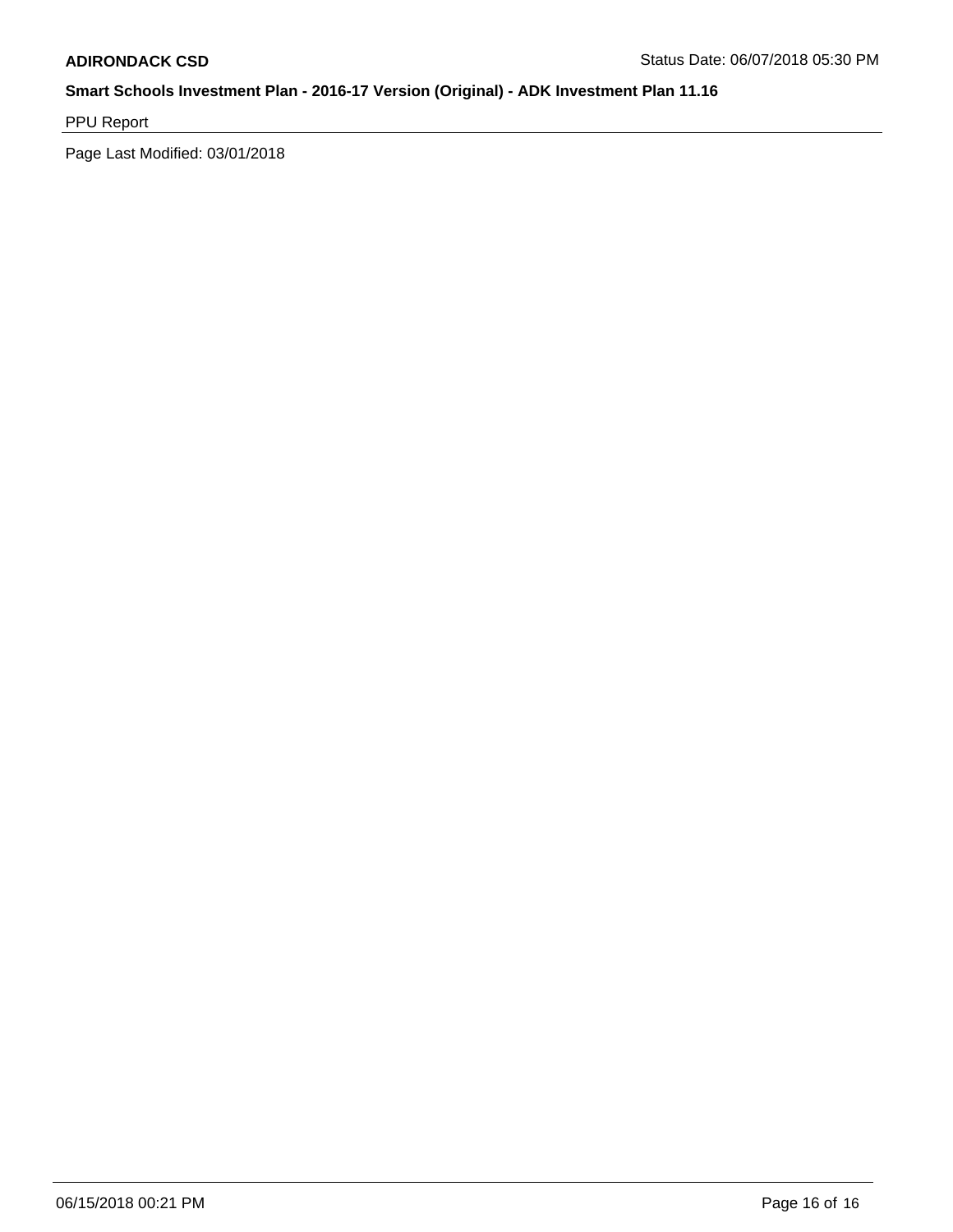PPU Report

Page Last Modified: 03/01/2018